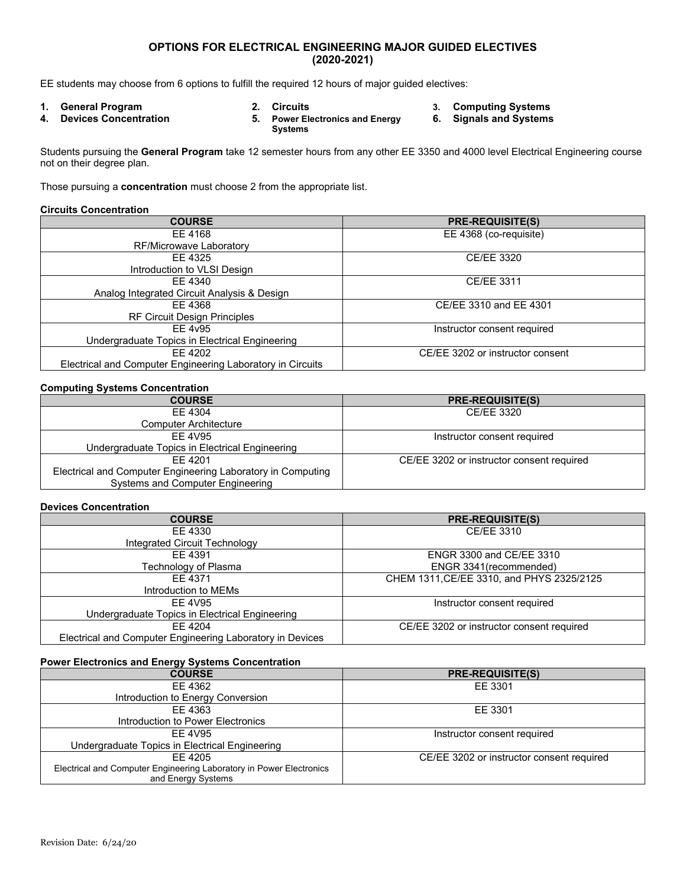# OPTIONS FOR ELECTRICAL ENGINEERING MAJOR GUIDED ELECTIVES (2020-2021)

EE students may choose from 6 options to fulfill the required 12 hours of major guided electives:

1. **General Program**
2. **Circuits**
3. **Computing Systems**
4. **Devices Concentration**
5. **Power Electronics and Energy Systems**
6. **Signals and Systems**

Students pursuing the **General Program** take 12 semester hours from any other EE 3350 and 4000 level Electrical Engineering course not on their degree plan.

Those pursuing a **concentration** must choose 2 from the appropriate list.

**Circuits Concentration**

| COURSE | PRE-REQUISITE(S) |
|---|---|
| EE 4168<br>RF/Microwave Laboratory | EE 4368 (co-requisite) |
| EE 4325<br>Introduction to VLSI Design | CE/EE 3320 |
| EE 4340<br>Analog Integrated Circuit Analysis & Design | CE/EE 3311 |
| EE 4368<br>RF Circuit Design Principles | CE/EE 3310 and EE 4301 |
| EE 4v95<br>Undergraduate Topics in Electrical Engineering | Instructor consent required |
| EE 4202<br>Electrical and Computer Engineering Laboratory in Circuits | CE/EE 3202 or instructor consent |

**Computing Systems Concentration**

| COURSE | PRE-REQUISITE(S) |
|---|---|
| EE 4304<br>Computer Architecture | CE/EE 3320 |
| EE 4V95<br>Undergraduate Topics in Electrical Engineering | Instructor consent required |
| EE 4201<br>Electrical and Computer Engineering Laboratory in Computing Systems and Computer Engineering | CE/EE 3202 or instructor consent required |

**Devices Concentration**

| COURSE | PRE-REQUISITE(S) |
|---|---|
| EE 4330<br>Integrated Circuit Technology | CE/EE 3310 |
| EE 4391<br>Technology of Plasma | ENGR 3300 and CE/EE 3310<br>ENGR 3341(recommended) |
| EE 4371<br>Introduction to MEMs | CHEM 1311,CE/EE 3310, and PHYS 2325/2125 |
| EE 4V95<br>Undergraduate Topics in Electrical Engineering | Instructor consent required |
| EE 4204<br>Electrical and Computer Engineering Laboratory in Devices | CE/EE 3202 or instructor consent required |

**Power Electronics and Energy Systems Concentration**

| COURSE | PRE-REQUISITE(S) |
|---|---|
| EE 4362<br>Introduction to Energy Conversion | EE 3301 |
| EE 4363<br>Introduction to Power Electronics | EE 3301 |
| EE 4V95<br>Undergraduate Topics in Electrical Engineering | Instructor consent required |
| EE 4205<br>Electrical and Computer Engineering Laboratory in Power Electronics and Energy Systems | CE/EE 3202 or instructor consent required |

Revision Date: 6/24/20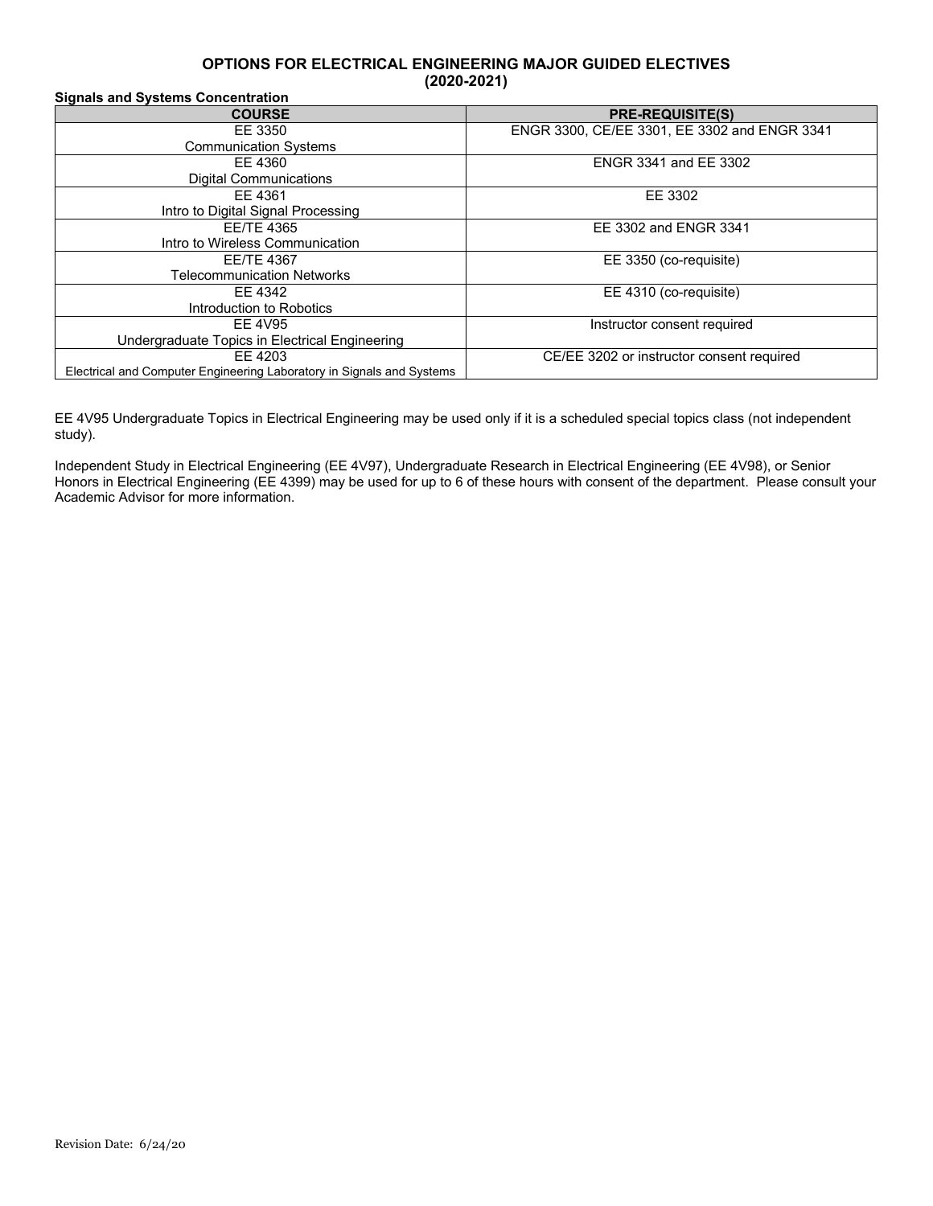## OPTIONS FOR ELECTRICAL ENGINEERING MAJOR GUIDED ELECTIVES (2020-2021)

**Signals and Systems Concentration**

| COURSE | PRE-REQUISITE(S) |
|---|---|
| EE 3350 Communication Systems | ENGR 3300, CE/EE 3301, EE 3302 and ENGR 3341 |
| EE 4360 Digital Communications | ENGR 3341 and EE 3302 |
| EE 4361 Intro to Digital Signal Processing | EE 3302 |
| EE/TE 4365 Intro to Wireless Communication | EE 3302 and ENGR 3341 |
| EE/TE 4367 Telecommunication Networks | EE 3350 (co-requisite) |
| EE 4342 Introduction to Robotics | EE 4310 (co-requisite) |
| EE 4V95 Undergraduate Topics in Electrical Engineering | Instructor consent required |
| EE 4203 Electrical and Computer Engineering Laboratory in Signals and Systems | CE/EE 3202 or instructor consent required |

EE 4V95 Undergraduate Topics in Electrical Engineering may be used only if it is a scheduled special topics class (not independent study).

Independent Study in Electrical Engineering (EE 4V97), Undergraduate Research in Electrical Engineering (EE 4V98), or Senior Honors in Electrical Engineering (EE 4399) may be used for up to 6 of these hours with consent of the department. Please consult your Academic Advisor for more information.

Revision Date: 6/24/20